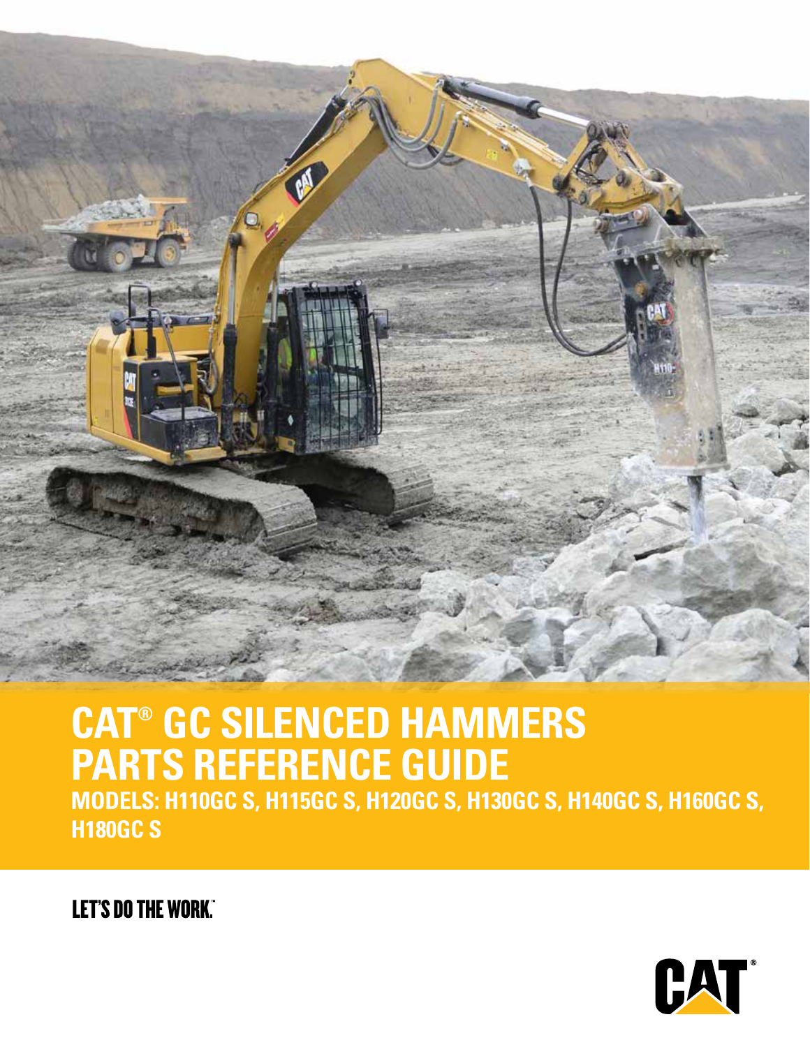# CAT® GC SILENCED HAMMERS PARTS REFERENCE GUIDE

## MODELS: H110GC S, H115GC S, H120GC S, H130GC S, H140GC S, H160GC S, H180GC S

LET'S DO THE WORK.™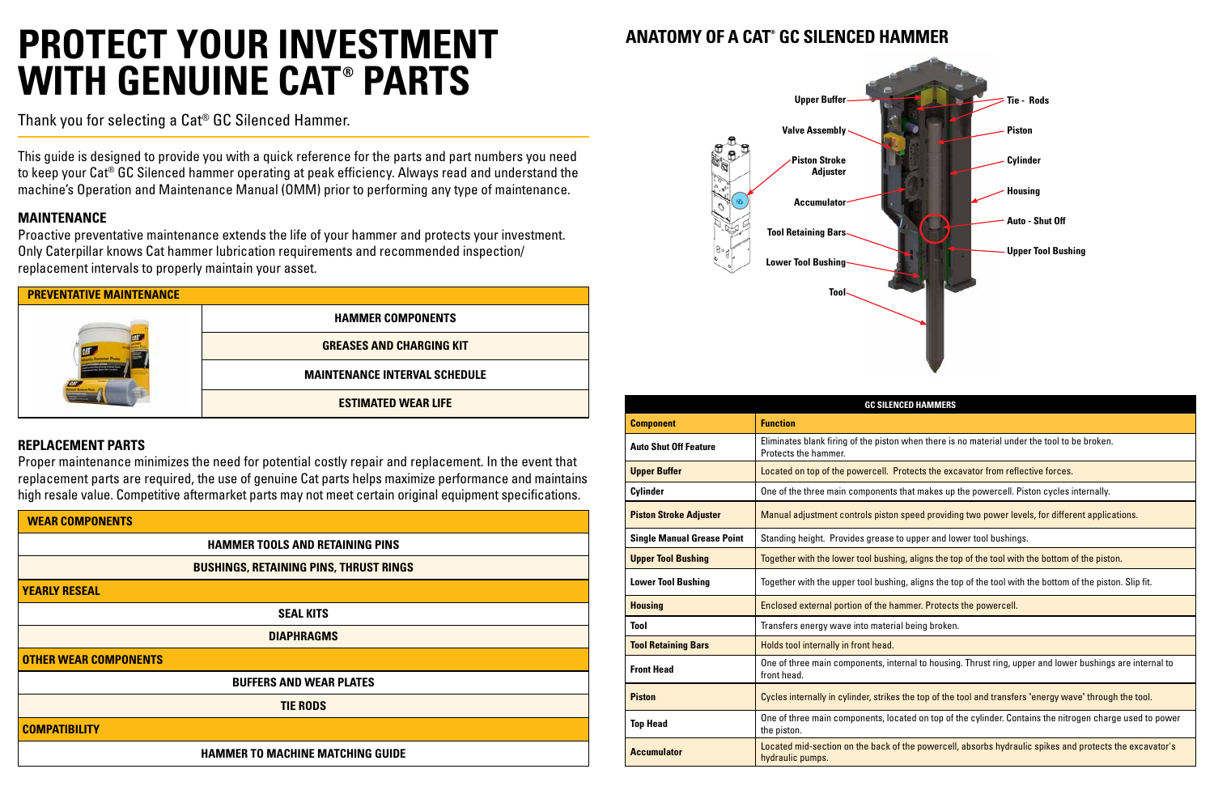# PROTECT YOUR INVESTMENT WITH GENUINE CAT® PARTS

Thank you for selecting a Cat® GC Silenced Hammer.

This guide is designed to provide you with a quick reference for the parts and part numbers you need to keep your Cat® GC Silenced hammer operating at peak efficiency. Always read and understand the machine's Operation and Maintenance Manual (OMM) prior to performing any type of maintenance.

## MAINTENANCE

Proactive preventative maintenance extends the life of your hammer and protects your investment. Only Caterpillar knows Cat hammer lubrication requirements and recommended inspection/replacement intervals to properly maintain your asset.

| PREVENTATIVE MAINTENANCE |
|---|
| HAMMER COMPONENTS |
| GREASES AND CHARGING KIT |
| MAINTENANCE INTERVAL SCHEDULE |
| ESTIMATED WEAR LIFE |

## REPLACEMENT PARTS

Proper maintenance minimizes the need for potential costly repair and replacement. In the event that replacement parts are required, the use of genuine Cat parts helps maximize performance and maintains high resale value. Competitive aftermarket parts may not meet certain original equipment specifications.

| WEAR COMPONENTS |
|---|
| HAMMER TOOLS AND RETAINING PINS |
| BUSHINGS, RETAINING PINS, THRUST RINGS |
| **YEARLY RESEAL** |
| SEAL KITS |
| DIAPHRAGMS |
| **OTHER WEAR COMPONENTS** |
| BUFFERS AND WEAR PLATES |
| TIE RODS |
| **COMPATIBILITY** |
| HAMMER TO MACHINE MATCHING GUIDE |

## ANATOMY OF A CAT® GC SILENCED HAMMER

Upper Buffer, Valve Assembly, Piston Stroke Adjuster, Accumulator, Tool Retaining Bars, Lower Tool Bushing, Tool, Tie - Rods, Piston, Cylinder, Housing, Auto - Shut Off, Upper Tool Bushing

| GC SILENCED HAMMERS | |
|---|---|
| **Component** | **Function** |
| Auto Shut Off Feature | Eliminates blank firing of the piston when there is no material under the tool to be broken. Protects the hammer. |
| Upper Buffer | Located on top of the powercell. Protects the excavator from reflective forces. |
| Cylinder | One of the three main components that makes up the powercell. Piston cycles internally. |
| Piston Stroke Adjuster | Manual adjustment controls piston speed providing two power levels, for different applications. |
| Single Manual Grease Point | Standing height. Provides grease to upper and lower tool bushings. |
| Upper Tool Bushing | Together with the lower tool bushing, aligns the top of the tool with the bottom of the piston. |
| Lower Tool Bushing | Together with the upper tool bushing, aligns the top of the tool with the bottom of the piston. Slip fit. |
| Housing | Enclosed external portion of the hammer. Protects the powercell. |
| Tool | Transfers energy wave into material being broken. |
| Tool Retaining Bars | Holds tool internally in front head. |
| Front Head | One of three main components, internal to housing. Thrust ring, upper and lower bushings are internal to front head. |
| Piston | Cycles internally in cylinder, strikes the top of the tool and transfers "energy wave" through the tool. |
| Top Head | One of three main components, located on top of the cylinder. Contains the nitrogen charge used to power the piston. |
| Accumulator | Located mid-section on the back of the powercell, absorbs hydraulic spikes and protects the excavator's hydraulic pumps. |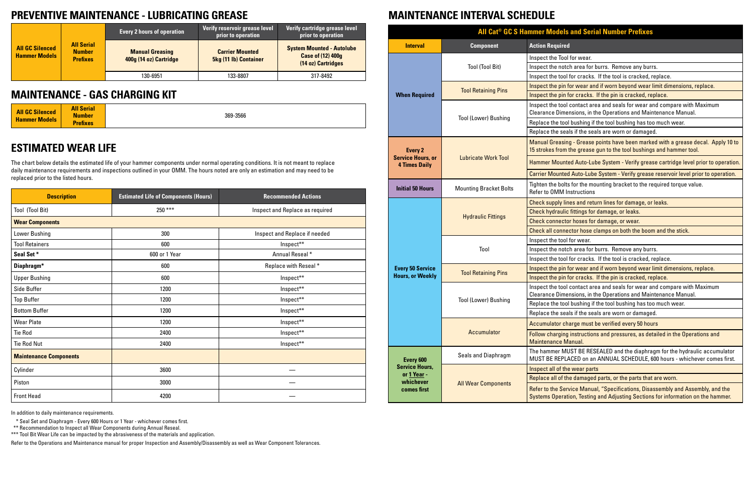# PREVENTIVE MAINTENANCE - LUBRICATING GREASE

| | | Every 2 hours of operation | Verify reservoir grease level prior to operation | Verify cartridge grease level prior to operation |
|---|---|---|---|---|
| All GC Silenced Hammer Models | All Serial Number Prefixes | Manual Greasing 400g (14 oz) Cartridge | Carrier Mounted 5kg (11 lb) Container | System Mounted - Autolube Case of (12) 400g (14 oz) Cartridges |
| | | 130-6951 | 133-8807 | 317-8492 |

# MAINTENANCE - GAS CHARGING KIT

| All GC Silenced Hammer Models | All Serial Number Prefixes | 369-3566 |
|---|---|---|

# ESTIMATED WEAR LIFE

The chart below details the estimated life of your hammer components under normal operating conditions. It is not meant to replace daily maintenance requirements and inspections outlined in your OMM. The hours noted are only an estimation and may need to be replaced prior to the listed hours.

| Description | Estimated Life of Components (Hours) | Recommended Actions |
|---|---|---|
| Tool (Tool Bit) | 250 *** | Inspect and Replace as required |
| **Wear Components** | | |
| Lower Bushing | 300 | Inspect and Replace if needed |
| Tool Retainers | 600 | Inspect** |
| **Seal Set *** | 600 or 1 Year | Annual Reseal * |
| **Diaphragm*** | 600 | Replace with Reseal * |
| Upper Bushing | 600 | Inspect** |
| Side Buffer | 1200 | Inspect** |
| Top Buffer | 1200 | Inspect** |
| Bottom Buffer | 1200 | Inspect** |
| Wear Plate | 1200 | Inspect** |
| Tie Rod | 2400 | Inspect** |
| Tie Rod Nut | 2400 | Inspect** |
| **Maintenance Components** | | |
| Cylinder | 3600 | — |
| Piston | 3000 | — |
| Front Head | 4200 | — |

In addition to daily maintenance requirements.

\* Seal Set and Diaphragm - Every 600 Hours or 1 Year - whichever comes first.

** Recommendation to Inspect all Wear Components during Annual Reseal.

*** Tool Bit Wear Life can be impacted by the abrasiveness of the materials and application.

Refer to the Operations and Maintenance manual for proper Inspection and Assembly/Disassembly as well as Wear Component Tolerances.

# MAINTENANCE INTERVAL SCHEDULE

**All Cat® GC S Hammer Models and Serial Number Prefixes**

| Interval | Component | Action Required |
|---|---|---|
| When Required | Tool (Tool Bit) | Inspect the Tool for wear. |
| | | Inspect the notch area for burrs. Remove any burrs. |
| | | Inspect the tool for cracks. If the tool is cracked, replace. |
| | Tool Retaining Pins | Inspect the pin for wear and if worn beyond wear limit dimensions, replace. |
| | | Inspect the pin for cracks. If the pin is cracked, replace. |
| | Tool (Lower) Bushing | Inspect the tool contact area and seals for wear and compare with Maximum Clearance Dimensions, in the Operations and Maintenance Manual. |
| | | Replace the tool bushing if the tool bushing has too much wear. |
| | | Replace the seals if the seals are worn or damaged. |
| Every 2 Service Hours, or 4 Times Daily | Lubricate Work Tool | Manual Greasing - Grease points have been marked with a grease decal. Apply 10 to 15 strokes from the grease gun to the tool bushings and hammer tool. |
| | | Hammer Mounted Auto-Lube System - Verify grease cartridge level prior to operation. |
| | | Carrier Mounted Auto-Lube System - Verify grease reservoir level prior to operation. |
| Initial 50 Hours | Mounting Bracket Bolts | Tighten the bolts for the mounting bracket to the required torque value. Refer to OMM Instructions |
| Every 50 Service Hours, or Weekly | Hydraulic Fittings | Check supply lines and return lines for damage, or leaks. |
| | | Check hydraulic fittings for damage, or leaks. |
| | | Check connector hoses for damage, or wear. |
| | | Check all connector hose clamps on both the boom and the stick. |
| | Tool | Inspect the tool for wear. |
| | | Inspect the notch area for burrs. Remove any burrs. |
| | | Inspect the tool for cracks. If the tool is cracked, replace. |
| | Tool Retaining Pins | Inspect the pin for wear and if worn beyond wear limit dimensions, replace. |
| | | Inspect the pin for cracks. If the pin is cracked, replace. |
| | Tool (Lower) Bushing | Inspect the tool contact area and seals for wear and compare with Maximum Clearance Dimensions, in the Operations and Maintenance Manual. |
| | | Replace the tool bushing if the tool bushing has too much wear. |
| | | Replace the seals if the seals are worn or damaged. |
| | Accumulator | Accumulator charge must be verified every 50 hours |
| | | Follow charging instructions and pressures, as detailed in the Operations and Maintenance Manual. |
| Every 600 Service Hours, or 1 Year - whichever comes first | Seals and Diaphragm | The hammer MUST BE RESEALED and the diaphragm for the hydraulic accumulator MUST BE REPLACED on an ANNUAL SCHEDULE, 600 hours - whichever comes first. |
| | All Wear Components | Inspect all of the wear parts |
| | | Replace all of the damaged parts, or the parts that are worn. |
| | | Refer to the Service Manual, "Specifications, Disassembly and Assembly, and the Systems Operation, Testing and Adjusting Sections for information on the hammer. |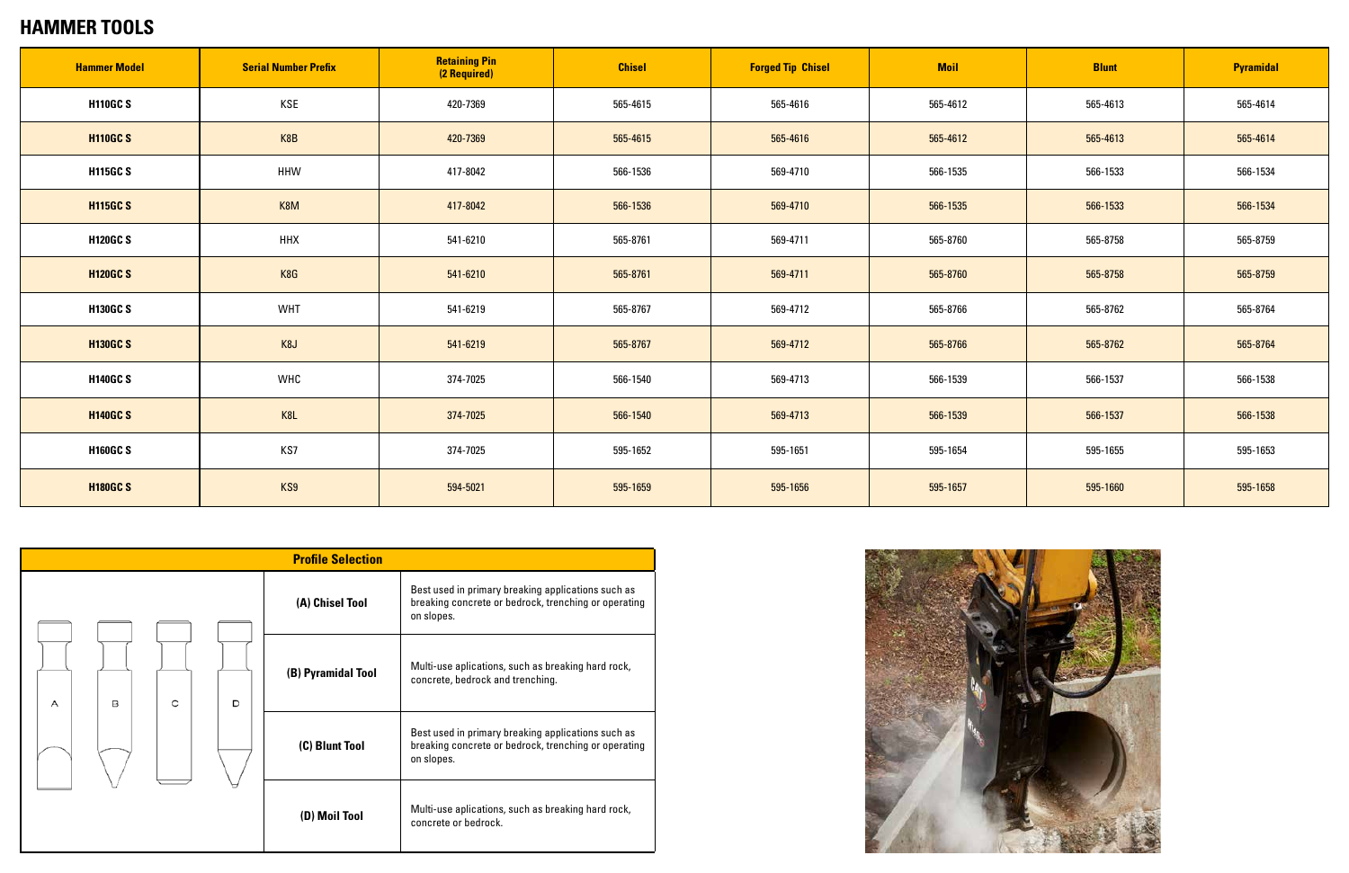# HAMMER TOOLS

| Hammer Model | Serial Number Prefix | Retaining Pin (2 Required) | Chisel | Forged Tip Chisel | Moil | Blunt | Pyramidal |
|---|---|---|---|---|---|---|---|
| **H110GC S** | KSE | 420-7369 | 565-4615 | 565-4616 | 565-4612 | 565-4613 | 565-4614 |
| **H110GC S** | K8B | 420-7369 | 565-4615 | 565-4616 | 565-4612 | 565-4613 | 565-4614 |
| **H115GC S** | HHW | 417-8042 | 566-1536 | 569-4710 | 566-1535 | 566-1533 | 566-1534 |
| **H115GC S** | K8M | 417-8042 | 566-1536 | 569-4710 | 566-1535 | 566-1533 | 566-1534 |
| **H120GC S** | HHX | 541-6210 | 565-8761 | 569-4711 | 565-8760 | 565-8758 | 565-8759 |
| **H120GC S** | K8G | 541-6210 | 565-8761 | 569-4711 | 565-8760 | 565-8758 | 565-8759 |
| **H130GC S** | WHT | 541-6219 | 565-8767 | 569-4712 | 565-8766 | 565-8762 | 565-8764 |
| **H130GC S** | K8J | 541-6219 | 565-8767 | 569-4712 | 565-8766 | 565-8762 | 565-8764 |
| **H140GC S** | WHC | 374-7025 | 566-1540 | 569-4713 | 566-1539 | 566-1537 | 566-1538 |
| **H140GC S** | K8L | 374-7025 | 566-1540 | 569-4713 | 566-1539 | 566-1537 | 566-1538 |
| **H160GC S** | KS7 | 374-7025 | 595-1652 | 595-1651 | 595-1654 | 595-1655 | 595-1653 |
| **H180GC S** | KS9 | 594-5021 | 595-1659 | 595-1656 | 595-1657 | 595-1660 | 595-1658 |

| Profile Selection | |
|---|---|
| **(A) Chisel Tool** | Best used in primary breaking applications such as breaking concrete or bedrock, trenching or operating on slopes. |
| **(B) Pyramidal Tool** | Multi-use aplications, such as breaking hard rock, concrete, bedrock and trenching. |
| **(C) Blunt Tool** | Best used in primary breaking applications such as breaking concrete or bedrock, trenching or operating on slopes. |
| **(D) Moil Tool** | Multi-use aplications, such as breaking hard rock, concrete or bedrock. |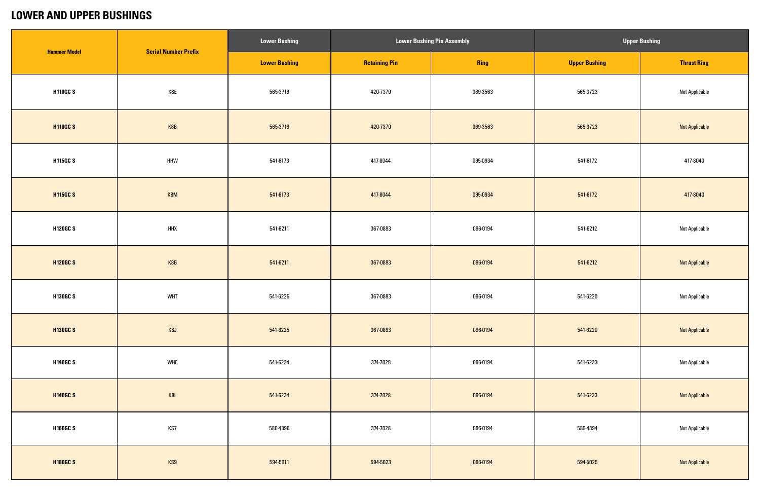## LOWER AND UPPER BUSHINGS

| Hammer Model | Serial Number Prefix | Lower Bushing | Lower Bushing Pin Assembly | | Upper Bushing | |
|---|---|---|---|---|---|---|
| | | Lower Bushing | Retaining Pin | Ring | Upper Bushing | Thrust Ring |
| **H110GC S** | KSE | 565-3719 | 420-7370 | 369-3563 | 565-3723 | Not Applicable |
| **H110GC S** | K8B | 565-3719 | 420-7370 | 369-3563 | 565-3723 | Not Applicable |
| **H115GC S** | HHW | 541-6173 | 417-8044 | 095-0934 | 541-6172 | 417-8040 |
| **H115GC S** | K8M | 541-6173 | 417-8044 | 095-0934 | 541-6172 | 417-8040 |
| **H120GC S** | HHX | 541-6211 | 367-0893 | 096-0194 | 541-6212 | Not Applicable |
| **H120GC S** | K8G | 541-6211 | 367-0893 | 096-0194 | 541-6212 | Not Applicable |
| **H130GC S** | WHT | 541-6225 | 367-0893 | 096-0194 | 541-6220 | Not Applicable |
| **H130GC S** | K8J | 541-6225 | 367-0893 | 096-0194 | 541-6220 | Not Applicable |
| **H140GC S** | WHC | 541-6234 | 374-7028 | 096-0194 | 541-6233 | Not Applicable |
| **H140GC S** | K8L | 541-6234 | 374-7028 | 096-0194 | 541-6233 | Not Applicable |
| **H160GC S** | KS7 | 580-4396 | 374-7028 | 096-0194 | 580-4394 | Not Applicable |
| **H180GC S** | KS9 | 594-5011 | 594-5023 | 096-0194 | 594-5025 | Not Applicable |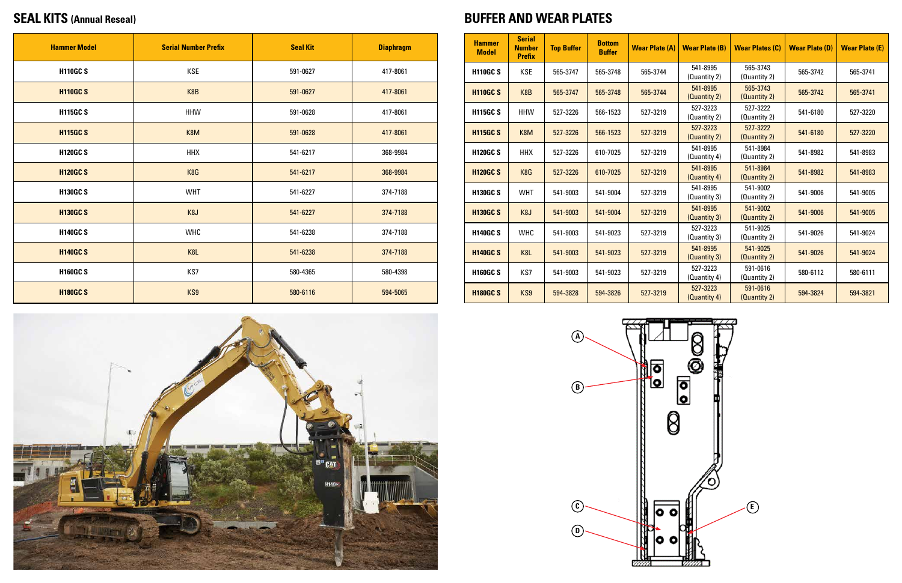## SEAL KITS (Annual Reseal)

| Hammer Model | Serial Number Prefix | Seal Kit | Diaphragm |
|---|---|---|---|
| H110GC S | KSE | 591-0627 | 417-8061 |
| H110GC S | K8B | 591-0627 | 417-8061 |
| H115GC S | HHW | 591-0628 | 417-8061 |
| H115GC S | K8M | 591-0628 | 417-8061 |
| H120GC S | HHX | 541-6217 | 368-9984 |
| H120GC S | K8G | 541-6217 | 368-9984 |
| H130GC S | WHT | 541-6227 | 374-7188 |
| H130GC S | K8J | 541-6227 | 374-7188 |
| H140GC S | WHC | 541-6238 | 374-7188 |
| H140GC S | K8L | 541-6238 | 374-7188 |
| H160GC S | KS7 | 580-4365 | 580-4398 |
| H180GC S | KS9 | 580-6116 | 594-5065 |

## BUFFER AND WEAR PLATES

| Hammer Model | Serial Number Prefix | Top Buffer | Bottom Buffer | Wear Plate (A) | Wear Plate (B) | Wear Plates (C) | Wear Plate (D) | Wear Plate (E) |
|---|---|---|---|---|---|---|---|---|
| H110GC S | KSE | 565-3747 | 565-3748 | 565-3744 | 541-8995 (Quantity 2) | 565-3743 (Quantity 2) | 565-3742 | 565-3741 |
| H110GC S | K8B | 565-3747 | 565-3748 | 565-3744 | 541-8995 (Quantity 2) | 565-3743 (Quantity 2) | 565-3742 | 565-3741 |
| H115GC S | HHW | 527-3226 | 566-1523 | 527-3219 | 527-3223 (Quantity 2) | 527-3222 (Quantity 2) | 541-6180 | 527-3220 |
| H115GC S | K8M | 527-3226 | 566-1523 | 527-3219 | 527-3223 (Quantity 2) | 527-3222 (Quantity 2) | 541-6180 | 527-3220 |
| H120GC S | HHX | 527-3226 | 610-7025 | 527-3219 | 541-8995 (Quantity 4) | 541-8984 (Quantity 2) | 541-8982 | 541-8983 |
| H120GC S | K8G | 527-3226 | 610-7025 | 527-3219 | 541-8995 (Quantity 4) | 541-8984 (Quantity 2) | 541-8982 | 541-8983 |
| H130GC S | WHT | 541-9003 | 541-9004 | 527-3219 | 541-8995 (Quantity 3) | 541-9002 (Quantity 2) | 541-9006 | 541-9005 |
| H130GC S | K8J | 541-9003 | 541-9004 | 527-3219 | 541-8995 (Quantity 3) | 541-9002 (Quantity 2) | 541-9006 | 541-9005 |
| H140GC S | WHC | 541-9003 | 541-9023 | 527-3219 | 527-3223 (Quantity 3) | 541-9025 (Quantity 2) | 541-9026 | 541-9024 |
| H140GC S | K8L | 541-9003 | 541-9023 | 527-3219 | 541-8995 (Quantity 3) | 541-9025 (Quantity 2) | 541-9026 | 541-9024 |
| H160GC S | KS7 | 541-9003 | 541-9023 | 527-3219 | 527-3223 (Quantity 4) | 591-0616 (Quantity 2) | 580-6112 | 580-6111 |
| H180GC S | KS9 | 594-3828 | 594-3826 | 527-3219 | 527-3223 (Quantity 4) | 591-0616 (Quantity 2) | 594-3824 | 594-3821 |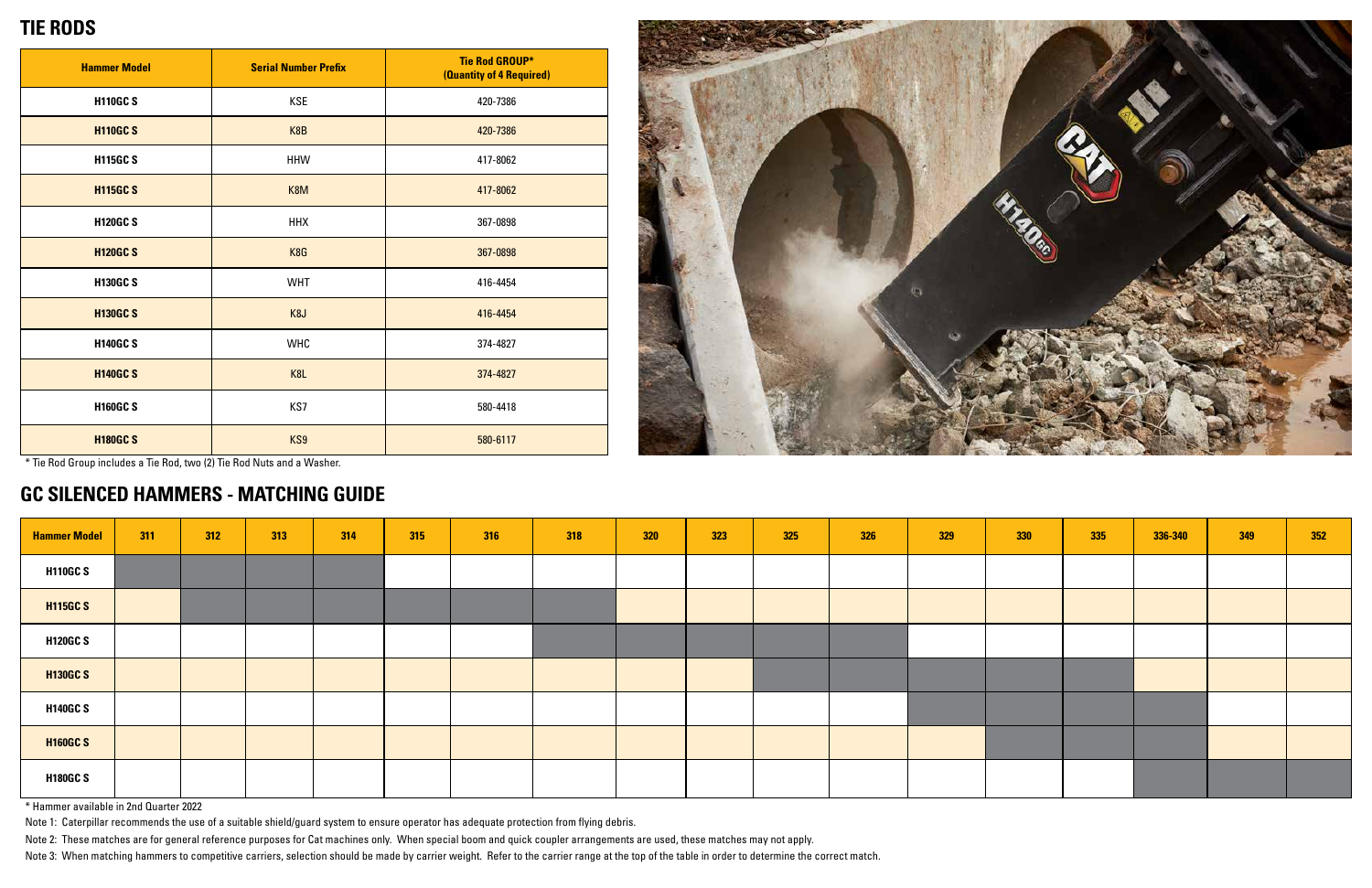## TIE RODS

| Hammer Model | Serial Number Prefix | Tie Rod GROUP* (Quantity of 4 Required) |
|---|---|---|
| **H110GC S** | KSE | 420-7386 |
| **H110GC S** | K8B | 420-7386 |
| **H115GC S** | HHW | 417-8062 |
| **H115GC S** | K8M | 417-8062 |
| **H120GC S** | HHX | 367-0898 |
| **H120GC S** | K8G | 367-0898 |
| **H130GC S** | WHT | 416-4454 |
| **H130GC S** | K8J | 416-4454 |
| **H140GC S** | WHC | 374-4827 |
| **H140GC S** | K8L | 374-4827 |
| **H160GC S** | KS7 | 580-4418 |
| **H180GC S** | KS9 | 580-6117 |

* Tie Rod Group includes a Tie Rod, two (2) Tie Rod Nuts and a Washer.

## GC SILENCED HAMMERS - MATCHING GUIDE

| Hammer Model | 311 | 312 | 313 | 314 | 315 | 316 | 318 | 320 | 323 | 325 | 326 | 329 | 330 | 335 | 336-340 | 349 | 352 |
|---|---|---|---|---|---|---|---|---|---|---|---|---|---|---|---|---|---|
| **H110GC S** | ■ | ■ | ■ | ■ | | | | | | | | | | | | | |
| **H115GC S** | | ■ | ■ | ■ | ■ | ■ | ■ | | | | | | | | | | |
| **H120GC S** | | | | | | | ■ | ■ | ■ | ■ | ■ | | | | | | |
| **H130GC S** | | | | | | | | | | ■ | ■ | ■ | ■ | ■ | | | |
| **H140GC S** | | | | | | | | | | | | ■ | ■ | ■ | ■ | | |
| **H160GC S** | | | | | | | | | | | | | ■ | ■ | ■ | | |
| **H180GC S** | | | | | | | | | | | | | | | ■ | ■ | ■ |

* Hammer available in 2nd Quarter 2022

Note 1: Caterpillar recommends the use of a suitable shield/guard system to ensure operator has adequate protection from flying debris.

Note 2: These matches are for general reference purposes for Cat machines only. When special boom and quick coupler arrangements are used, these matches may not apply.

Note 3: When matching hammers to competitive carriers, selection should be made by carrier weight. Refer to the carrier range at the top of the table in order to determine the correct match.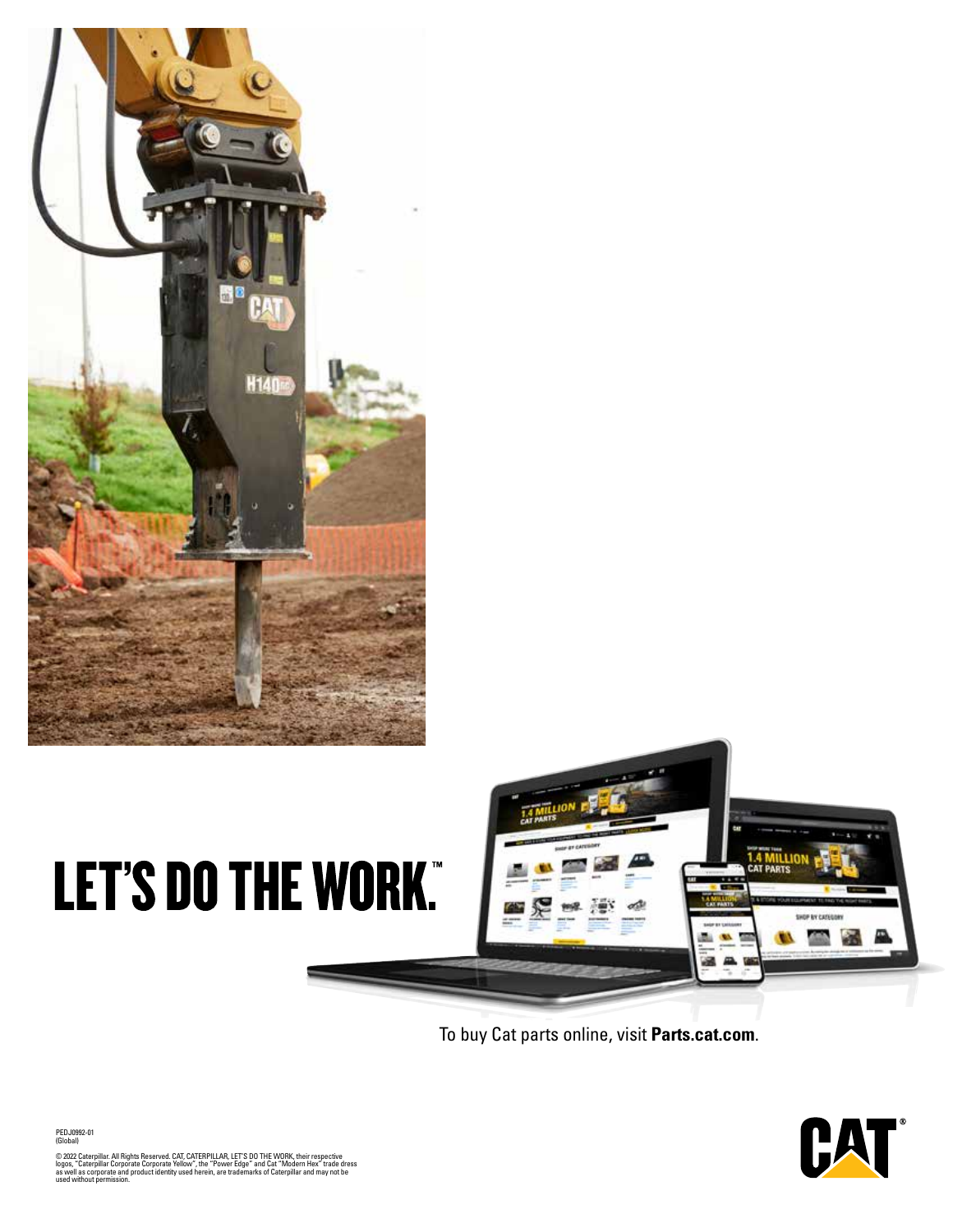# LET'S DO THE WORK.™

To buy Cat parts online, visit **Parts.cat.com**.

PEDJ0992-01
(Global)

© 2022 Caterpillar. All Rights Reserved. CAT, CATERPILLAR, LET'S DO THE WORK, their respective logos, "Caterpillar Corporate Corporate Yellow", the "Power Edge" and Cat "Modern Hex" trade dress as well as corporate and product identity used herein, are trademarks of Caterpillar and may not be used without permission.